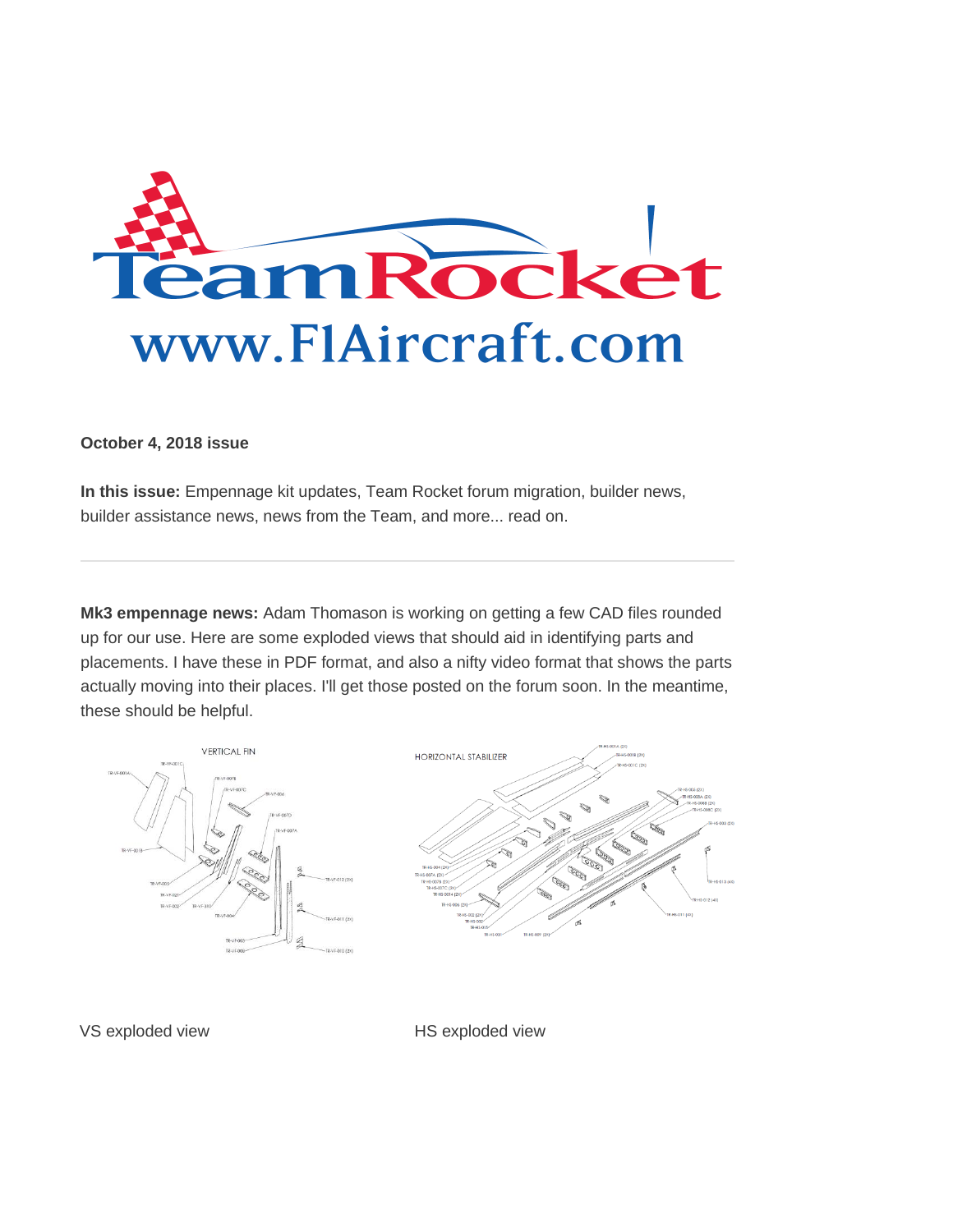Team Rocket

www.F1Aircraft.com

**October 4, 2018 issue**

**In this issue:** Empennage kit updates, Team Rocket forum migration, builder news, builder assistance news, news from the Team, and more... read on.

---

**Mk3 empennage news:** Adam Thomason is working on getting a few CAD files rounded up for our use. Here are some exploded views that should aid in identifying parts and placements. I have these in PDF format, and also a nifty video format that shows the parts actually moving into their places. I'll get those posted on the forum soon. In the meantime, these should be helpful.

VS exploded view

HS exploded view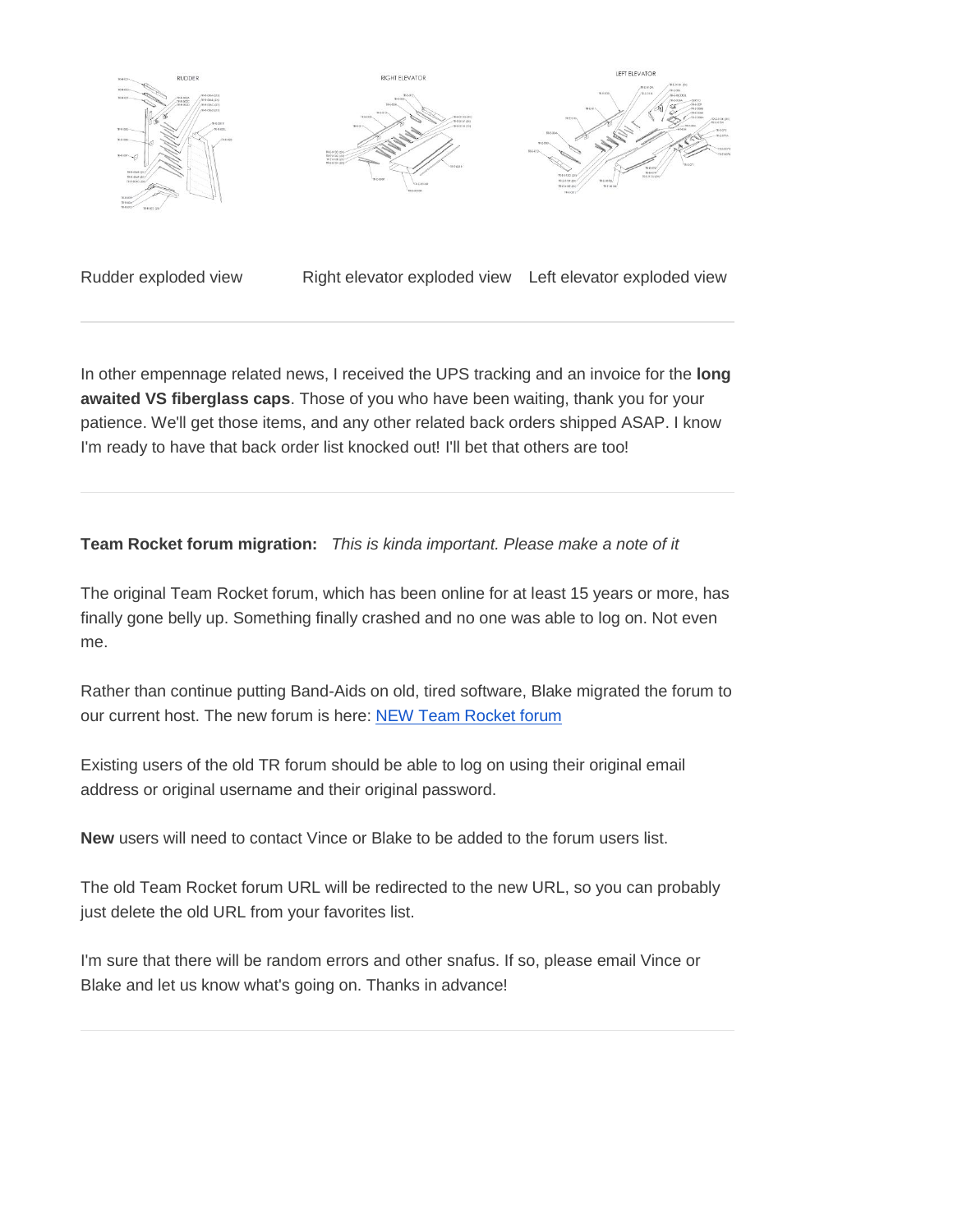Rudder exploded view Right elevator exploded view Left elevator exploded view

---

In other empennage related news, I received the UPS tracking and an invoice for the **long awaited VS fiberglass caps**. Those of you who have been waiting, thank you for your patience. We'll get those items, and any other related back orders shipped ASAP. I know I'm ready to have that back order list knocked out! I'll bet that others are too!

---

**Team Rocket forum migration:** *This is kinda important. Please make a note of it*

The original Team Rocket forum, which has been online for at least 15 years or more, has finally gone belly up. Something finally crashed and no one was able to log on. Not even me.

Rather than continue putting Band-Aids on old, tired software, Blake migrated the forum to our current host. The new forum is here: NEW Team Rocket forum

Existing users of the old TR forum should be able to log on using their original email address or original username and their original password.

**New** users will need to contact Vince or Blake to be added to the forum users list.

The old Team Rocket forum URL will be redirected to the new URL, so you can probably just delete the old URL from your favorites list.

I'm sure that there will be random errors and other snafus. If so, please email Vince or Blake and let us know what's going on. Thanks in advance!

---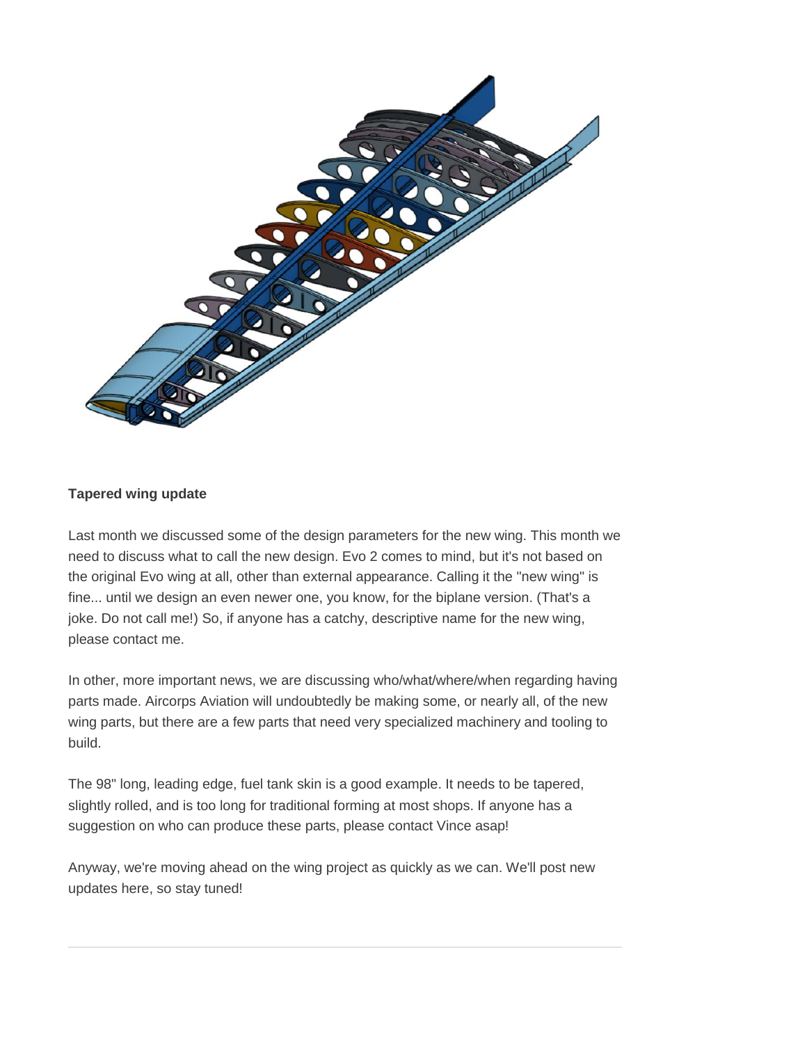**Tapered wing update**

Last month we discussed some of the design parameters for the new wing. This month we need to discuss what to call the new design. Evo 2 comes to mind, but it's not based on the original Evo wing at all, other than external appearance. Calling it the "new wing" is fine... until we design an even newer one, you know, for the biplane version. (That's a joke. Do not call me!) So, if anyone has a catchy, descriptive name for the new wing, please contact me.

In other, more important news, we are discussing who/what/where/when regarding having parts made. Aircorps Aviation will undoubtedly be making some, or nearly all, of the new wing parts, but there are a few parts that need very specialized machinery and tooling to build.

The 98" long, leading edge, fuel tank skin is a good example. It needs to be tapered, slightly rolled, and is too long for traditional forming at most shops. If anyone has a suggestion on who can produce these parts, please contact Vince asap!

Anyway, we're moving ahead on the wing project as quickly as we can. We'll post new updates here, so stay tuned!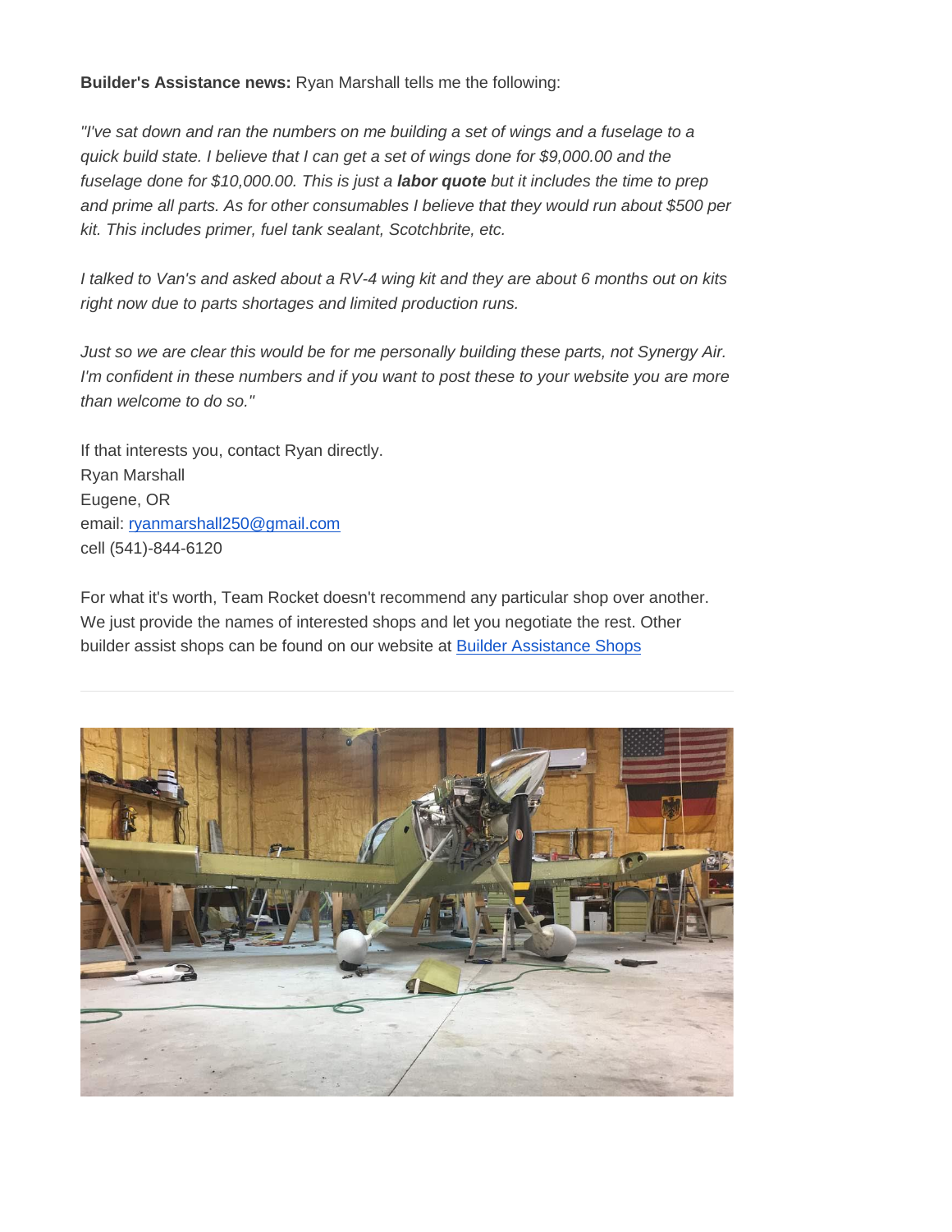**Builder's Assistance news:** Ryan Marshall tells me the following:

*"I've sat down and ran the numbers on me building a set of wings and a fuselage to a quick build state. I believe that I can get a set of wings done for $9,000.00 and the fuselage done for $10,000.00. This is just a **labor quote** but it includes the time to prep and prime all parts. As for other consumables I believe that they would run about $500 per kit. This includes primer, fuel tank sealant, Scotchbrite, etc.*

*I talked to Van's and asked about a RV-4 wing kit and they are about 6 months out on kits right now due to parts shortages and limited production runs.*

*Just so we are clear this would be for me personally building these parts, not Synergy Air. I'm confident in these numbers and if you want to post these to your website you are more than welcome to do so."*

If that interests you, contact Ryan directly.
Ryan Marshall
Eugene, OR
email: ryanmarshall250@gmail.com
cell (541)-844-6120

For what it's worth, Team Rocket doesn't recommend any particular shop over another. We just provide the names of interested shops and let you negotiate the rest. Other builder assist shops can be found on our website at Builder Assistance Shops

---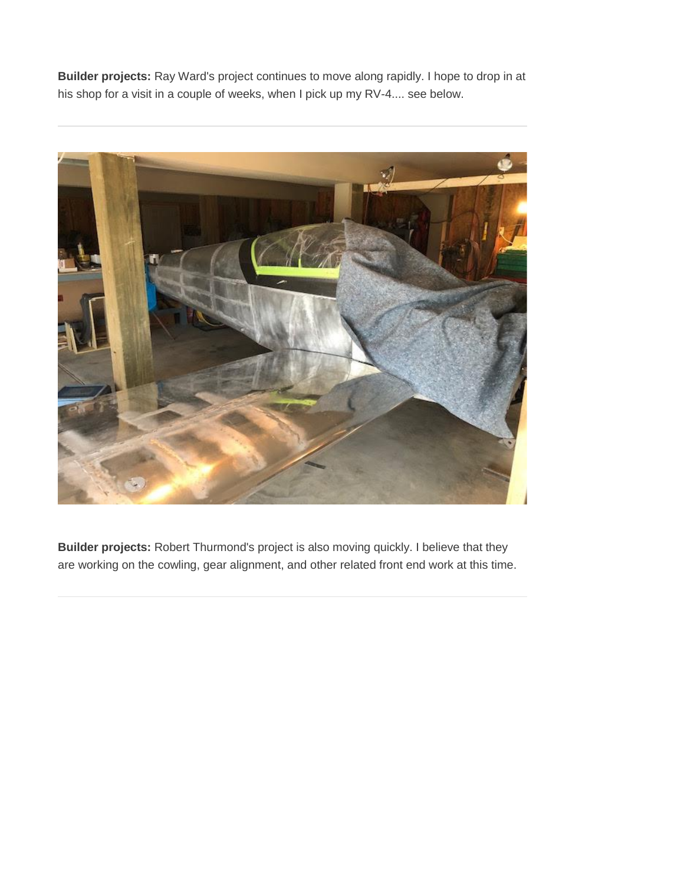**Builder projects:** Ray Ward's project continues to move along rapidly. I hope to drop in at his shop for a visit in a couple of weeks, when I pick up my RV-4.... see below.

---

**Builder projects:** Robert Thurmond's project is also moving quickly. I believe that they are working on the cowling, gear alignment, and other related front end work at this time.

---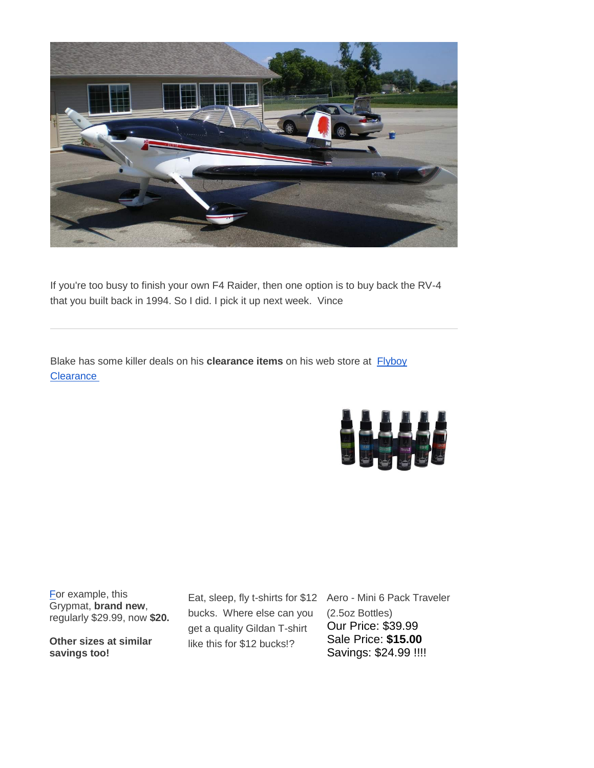If you're too busy to finish your own F4 Raider, then one option is to buy back the RV-4 that you built back in 1994. So I did. I pick it up next week.  Vince

---

Blake has some killer deals on his **clearance items** on his web store at [Flyboy Clearance](#)

For example, this Grypmat, **brand new**, regularly $29.99, now **$20.**

**Other sizes at similar savings too!**

Eat, sleep, fly t-shirts for $12 bucks.  Where else can you get a quality Gildan T-shirt like this for $12 bucks!?

Aero - Mini 6 Pack Traveler (2.5oz Bottles)
Our Price: $39.99
Sale Price: **$15.00**
Savings: $24.99 !!!!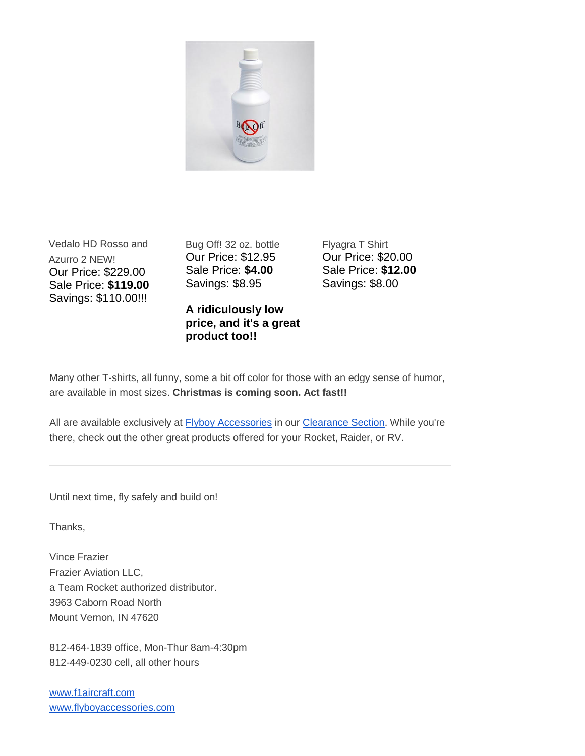Vedalo HD Rosso and Azurro 2 NEW!
Our Price: $229.00
Sale Price: **$119.00**
Savings: $110.00!!!

Bug Off! 32 oz. bottle
Our Price: $12.95
Sale Price: **$4.00**
Savings: $8.95

**A ridiculously low price, and it's a great product too!!**

Flyagra T Shirt
Our Price: $20.00
Sale Price: **$12.00**
Savings: $8.00

Many other T-shirts, all funny, some a bit off color for those with an edgy sense of humor, are available in most sizes. **Christmas is coming soon. Act fast!!**

All are available exclusively at [Flyboy Accessories]() in our [Clearance Section](). While you're there, check out the other great products offered for your Rocket, Raider, or RV.

---

Until next time, fly safely and build on!

Thanks,

Vince Frazier
Frazier Aviation LLC,
a Team Rocket authorized distributor.
3963 Caborn Road North
Mount Vernon, IN 47620

812-464-1839 office, Mon-Thur 8am-4:30pm
812-449-0230 cell, all other hours

[www.f1aircraft.com]()
[www.flyboyaccessories.com]()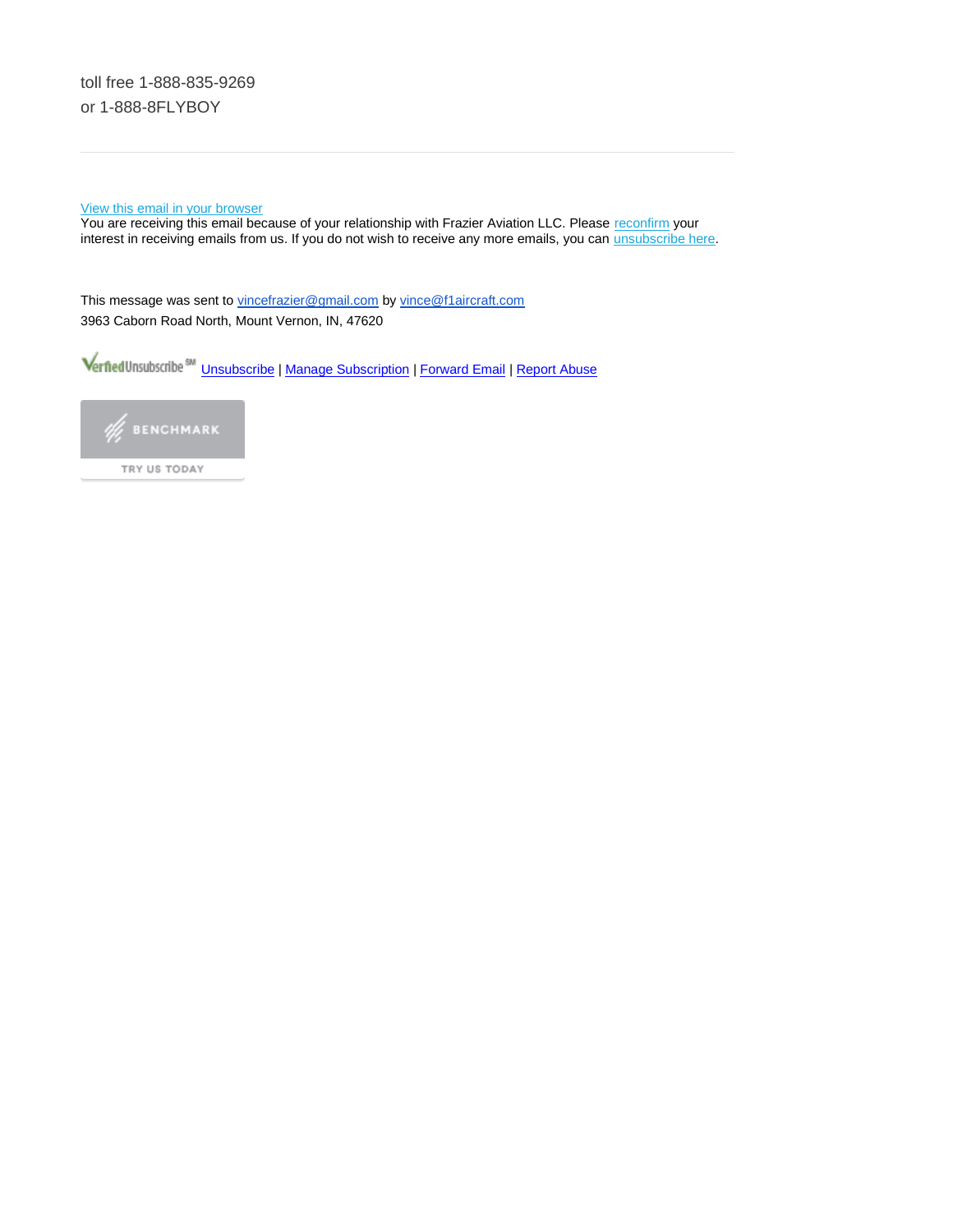toll free 1-888-835-9269
or 1-888-8FLYBOY

---

View this email in your browser
You are receiving this email because of your relationship with Frazier Aviation LLC. Please reconfirm your interest in receiving emails from us. If you do not wish to receive any more emails, you can unsubscribe here.

This message was sent to vincefrazier@gmail.com by vince@f1aircraft.com
3963 Caborn Road North, Mount Vernon, IN, 47620

VerifiedUnsubscribe℠ Unsubscribe | Manage Subscription | Forward Email | Report Abuse

BENCHMARK
TRY US TODAY